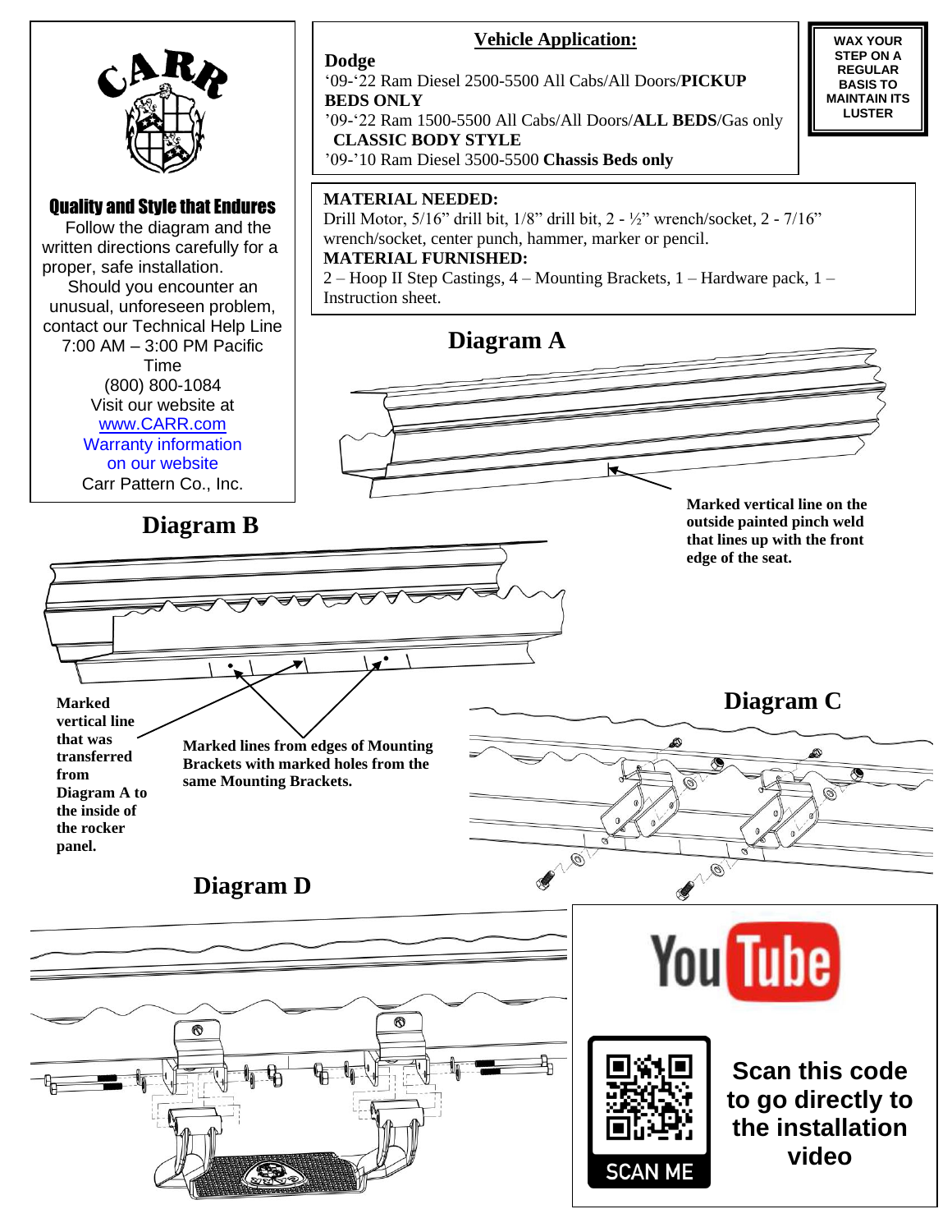CARR

**Quality and Style that Endures**

Follow the diagram and the written directions carefully for a proper, safe installation.

Should you encounter an unusual, unforeseen problem, contact our Technical Help Line 7:00 AM – 3:00 PM Pacific Time (800) 800-1084

Visit our website at [www.CARR.com](http://www.CARR.com)

Warranty information on our website

Carr Pattern Co., Inc.

## Vehicle Application:

**Dodge**

'09-'22 Ram Diesel 2500-5500 All Cabs/All Doors/**PICKUP BEDS ONLY**

'09-'22 Ram 1500-5500 All Cabs/All Doors/**ALL BEDS**/Gas only **CLASSIC BODY STYLE**

'09-'10 Ram Diesel 3500-5500 **Chassis Beds only**

**WAX YOUR STEP ON A REGULAR BASIS TO MAINTAIN ITS LUSTER**

**MATERIAL NEEDED:**
Drill Motor, 5/16" drill bit, 1/8" drill bit, 2 - ½" wrench/socket, 2 - 7/16" wrench/socket, center punch, hammer, marker or pencil.

**MATERIAL FURNISHED:**
2 – Hoop II Step Castings, 4 – Mounting Brackets, 1 – Hardware pack, 1 – Instruction sheet.

## Diagram A

**Marked vertical line on the outside painted pinch weld that lines up with the front edge of the seat.**

## Diagram B

**Marked vertical line that was transferred from Diagram A to the inside of the rocker panel.**

**Marked lines from edges of Mounting Brackets with marked holes from the same Mounting Brackets.**

## Diagram C

## Diagram D

**Scan this code to go directly to the installation video**

SCAN ME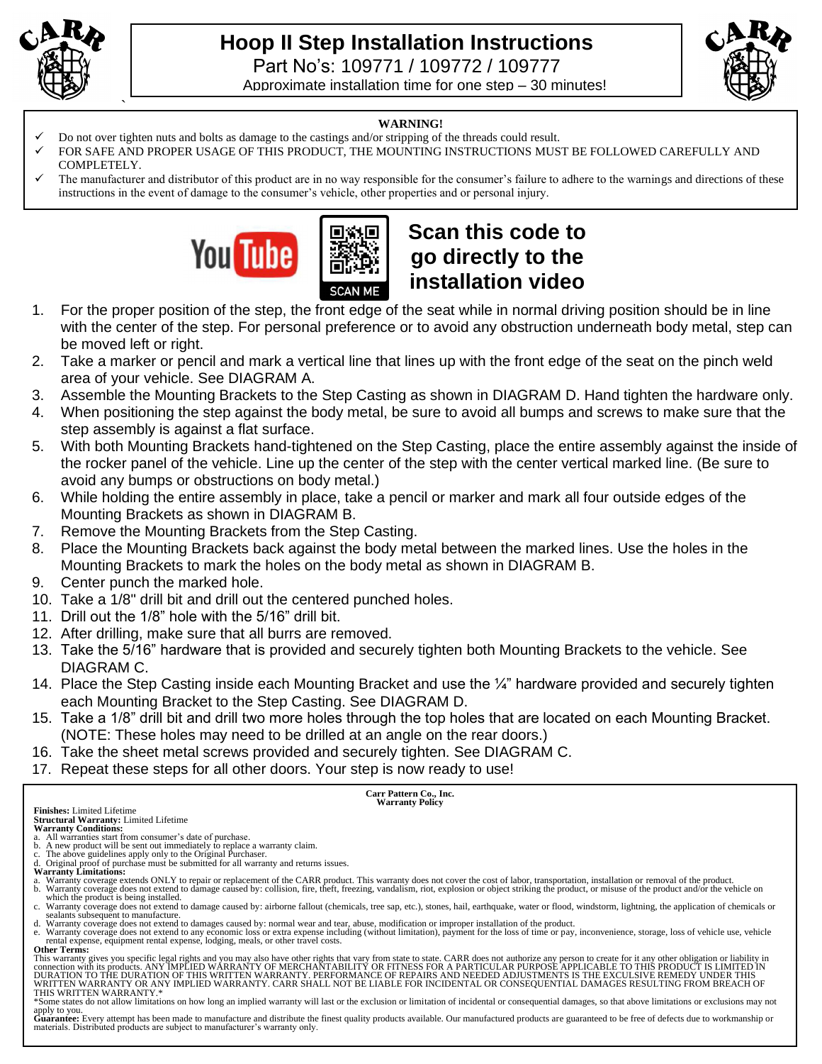# Hoop II Step Installation Instructions

Part No's: 109771 / 109772 / 109777

Approximate installation time for one step – 30 minutes!

**WARNING!**

- ✓ Do not over tighten nuts and bolts as damage to the castings and/or stripping of the threads could result.
- ✓ FOR SAFE AND PROPER USAGE OF THIS PRODUCT, THE MOUNTING INSTRUCTIONS MUST BE FOLLOWED CAREFULLY AND COMPLETELY.
- ✓ The manufacturer and distributor of this product are in no way responsible for the consumer's failure to adhere to the warnings and directions of these instructions in the event of damage to the consumer's vehicle, other properties and or personal injury.

YouTube SCAN ME

**Scan this code to go directly to the installation video**

1. For the proper position of the step, the front edge of the seat while in normal driving position should be in line with the center of the step. For personal preference or to avoid any obstruction underneath body metal, step can be moved left or right.
2. Take a marker or pencil and mark a vertical line that lines up with the front edge of the seat on the pinch weld area of your vehicle. See DIAGRAM A.
3. Assemble the Mounting Brackets to the Step Casting as shown in DIAGRAM D. Hand tighten the hardware only.
4. When positioning the step against the body metal, be sure to avoid all bumps and screws to make sure that the step assembly is against a flat surface.
5. With both Mounting Brackets hand-tightened on the Step Casting, place the entire assembly against the inside of the rocker panel of the vehicle. Line up the center of the step with the center vertical marked line. (Be sure to avoid any bumps or obstructions on body metal.)
6. While holding the entire assembly in place, take a pencil or marker and mark all four outside edges of the Mounting Brackets as shown in DIAGRAM B.
7. Remove the Mounting Brackets from the Step Casting.
8. Place the Mounting Brackets back against the body metal between the marked lines. Use the holes in the Mounting Brackets to mark the holes on the body metal as shown in DIAGRAM B.
9. Center punch the marked hole.
10. Take a 1/8" drill bit and drill out the centered punched holes.
11. Drill out the 1/8" hole with the 5/16" drill bit.
12. After drilling, make sure that all burrs are removed.
13. Take the 5/16" hardware that is provided and securely tighten both Mounting Brackets to the vehicle. See DIAGRAM C.
14. Place the Step Casting inside each Mounting Bracket and use the ¼" hardware provided and securely tighten each Mounting Bracket to the Step Casting. See DIAGRAM D.
15. Take a 1/8" drill bit and drill two more holes through the top holes that are located on each Mounting Bracket. (NOTE: These holes may need to be drilled at an angle on the rear doors.)
16. Take the sheet metal screws provided and securely tighten. See DIAGRAM C.
17. Repeat these steps for all other doors. Your step is now ready to use!

**Carr Pattern Co., Inc.**
**Warranty Policy**

**Finishes:** Limited Lifetime
**Structural Warranty:** Limited Lifetime
**Warranty Conditions:**

a. All warranties start from consumer's date of purchase.
b. A new product will be sent out immediately to replace a warranty claim.
c. The above guidelines apply only to the Original Purchaser.
d. Original proof of purchase must be submitted for all warranty and returns issues.

**Warranty Limitations:**

a. Warranty coverage extends ONLY to repair or replacement of the CARR product. This warranty does not cover the cost of labor, transportation, installation or removal of the product.
b. Warranty coverage does not extend to damage caused by: collision, fire, theft, freezing, vandalism, riot, explosion or object striking the product, or misuse of the product and/or the vehicle on which the product is being installed.
c. Warranty coverage does not extend to damage caused by: airborne fallout (chemicals, tree sap, etc.), stones, hail, earthquake, water or flood, windstorm, lightning, the application of chemicals or sealants subsequent to manufacture.
d. Warranty coverage does not extend to damages caused by: normal wear and tear, abuse, modification or improper installation of the product.
e. Warranty coverage does not extend to any economic loss or extra expense including (without limitation), payment for the loss of time or pay, inconvenience, storage, loss of vehicle use, vehicle rental expense, equipment rental expense, lodging, meals, or other travel costs.

**Other Terms:**

This warranty gives you specific legal rights and you may also have other rights that vary from state to state. CARR does not authorize any person to create for it any other obligation or liability in connection with its products. ANY IMPLIED WARRANTY OF MERCHANTABILITY OR FITNESS FOR A PARTICULAR PURPOSE APPLICABLE TO THIS PRODUCT IS LIMITED IN DURATION TO THE DURATION OF THIS WRITTEN WARRANTY. PERFORMANCE OF REPAIRS AND NEEDED ADJUSTMENTS IS THE EXCULSIVE REMEDY UNDER THIS WRITTEN WARRANTY OR ANY IMPLIED WARRANTY. CARR SHALL NOT BE LIABLE FOR INCIDENTAL OR CONSEQUENTIAL DAMAGES RESULTING FROM BREACH OF THIS WRITTEN WARRANTY.*

*Some states do not allow limitations on how long an implied warranty will last or the exclusion or limitation of incidental or consequential damages, so that above limitations or exclusions may not apply to you.

**Guarantee:** Every attempt has been made to manufacture and distribute the finest quality products available. Our manufactured products are guaranteed to be free of defects due to workmanship or materials. Distributed products are subject to manufacturer's warranty only.